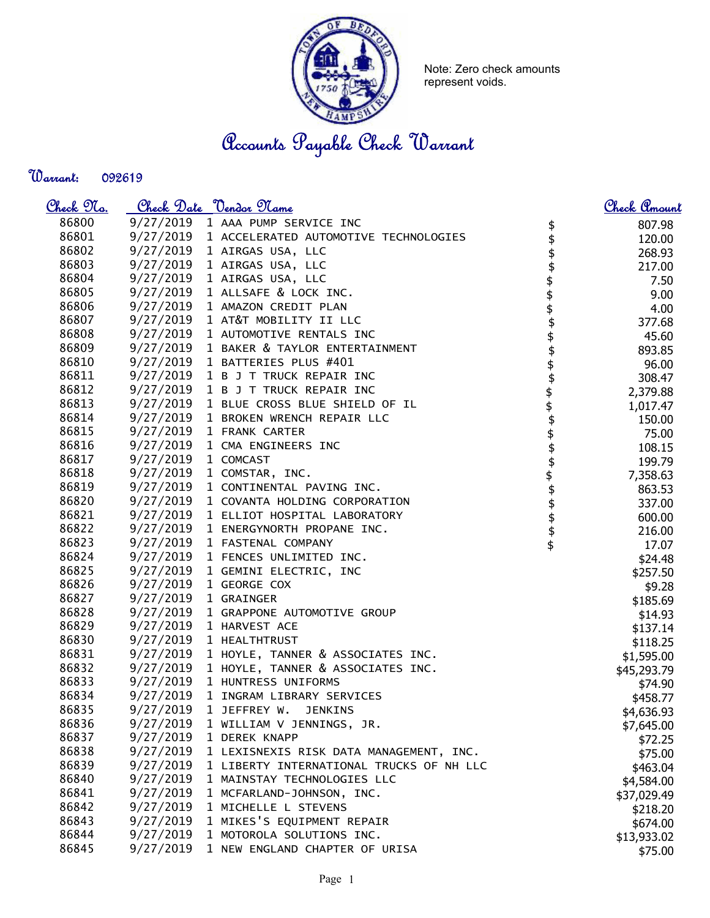Note: Zero check amounts represent voids.

# Accounts Payable Check Warrant

**Warrant:** 092619

| Check No. | Check Date | Vendor Name | Check Amount |
|---|---|---|---|
| 86800 | 9/27/2019 | 1 AAA PUMP SERVICE INC | $ 807.98 |
| 86801 | 9/27/2019 | 1 ACCELERATED AUTOMOTIVE TECHNOLOGIES | $ 120.00 |
| 86802 | 9/27/2019 | 1 AIRGAS USA, LLC | $ 268.93 |
| 86803 | 9/27/2019 | 1 AIRGAS USA, LLC | $ 217.00 |
| 86804 | 9/27/2019 | 1 AIRGAS USA, LLC | $ 7.50 |
| 86805 | 9/27/2019 | 1 ALLSAFE & LOCK INC. | $ 9.00 |
| 86806 | 9/27/2019 | 1 AMAZON CREDIT PLAN | $ 4.00 |
| 86807 | 9/27/2019 | 1 AT&T MOBILITY II LLC | $ 377.68 |
| 86808 | 9/27/2019 | 1 AUTOMOTIVE RENTALS INC | $ 45.60 |
| 86809 | 9/27/2019 | 1 BAKER & TAYLOR ENTERTAINMENT | $ 893.85 |
| 86810 | 9/27/2019 | 1 BATTERIES PLUS #401 | $ 96.00 |
| 86811 | 9/27/2019 | 1 B J T TRUCK REPAIR INC | $ 308.47 |
| 86812 | 9/27/2019 | 1 B J T TRUCK REPAIR INC | $ 2,379.88 |
| 86813 | 9/27/2019 | 1 BLUE CROSS BLUE SHIELD OF IL | $ 1,017.47 |
| 86814 | 9/27/2019 | 1 BROKEN WRENCH REPAIR LLC | $ 150.00 |
| 86815 | 9/27/2019 | 1 FRANK CARTER | $ 75.00 |
| 86816 | 9/27/2019 | 1 CMA ENGINEERS INC | $ 108.15 |
| 86817 | 9/27/2019 | 1 COMCAST | $ 199.79 |
| 86818 | 9/27/2019 | 1 COMSTAR, INC. | $ 7,358.63 |
| 86819 | 9/27/2019 | 1 CONTINENTAL PAVING INC. | $ 863.53 |
| 86820 | 9/27/2019 | 1 COVANTA HOLDING CORPORATION | $ 337.00 |
| 86821 | 9/27/2019 | 1 ELLIOT HOSPITAL LABORATORY | $ 600.00 |
| 86822 | 9/27/2019 | 1 ENERGYNORTH PROPANE INC. | $ 216.00 |
| 86823 | 9/27/2019 | 1 FASTENAL COMPANY | $ 17.07 |
| 86824 | 9/27/2019 | 1 FENCES UNLIMITED INC. | $24.48 |
| 86825 | 9/27/2019 | 1 GEMINI ELECTRIC, INC | $257.50 |
| 86826 | 9/27/2019 | 1 GEORGE COX | $9.28 |
| 86827 | 9/27/2019 | 1 GRAINGER | $185.69 |
| 86828 | 9/27/2019 | 1 GRAPPONE AUTOMOTIVE GROUP | $14.93 |
| 86829 | 9/27/2019 | 1 HARVEST ACE | $137.14 |
| 86830 | 9/27/2019 | 1 HEALTHTRUST | $118.25 |
| 86831 | 9/27/2019 | 1 HOYLE, TANNER & ASSOCIATES INC. | $1,595.00 |
| 86832 | 9/27/2019 | 1 HOYLE, TANNER & ASSOCIATES INC. | $45,293.79 |
| 86833 | 9/27/2019 | 1 HUNTRESS UNIFORMS | $74.90 |
| 86834 | 9/27/2019 | 1 INGRAM LIBRARY SERVICES | $458.77 |
| 86835 | 9/27/2019 | 1 JEFFREY W. JENKINS | $4,636.93 |
| 86836 | 9/27/2019 | 1 WILLIAM V JENNINGS, JR. | $7,645.00 |
| 86837 | 9/27/2019 | 1 DEREK KNAPP | $72.25 |
| 86838 | 9/27/2019 | 1 LEXISNEXIS RISK DATA MANAGEMENT, INC. | $75.00 |
| 86839 | 9/27/2019 | 1 LIBERTY INTERNATIONAL TRUCKS OF NH LLC | $463.04 |
| 86840 | 9/27/2019 | 1 MAINSTAY TECHNOLOGIES LLC | $4,584.00 |
| 86841 | 9/27/2019 | 1 MCFARLAND-JOHNSON, INC. | $37,029.49 |
| 86842 | 9/27/2019 | 1 MICHELLE L STEVENS | $218.20 |
| 86843 | 9/27/2019 | 1 MIKES'S EQUIPMENT REPAIR | $674.00 |
| 86844 | 9/27/2019 | 1 MOTOROLA SOLUTIONS INC. | $13,933.02 |
| 86845 | 9/27/2019 | 1 NEW ENGLAND CHAPTER OF URISA | $75.00 |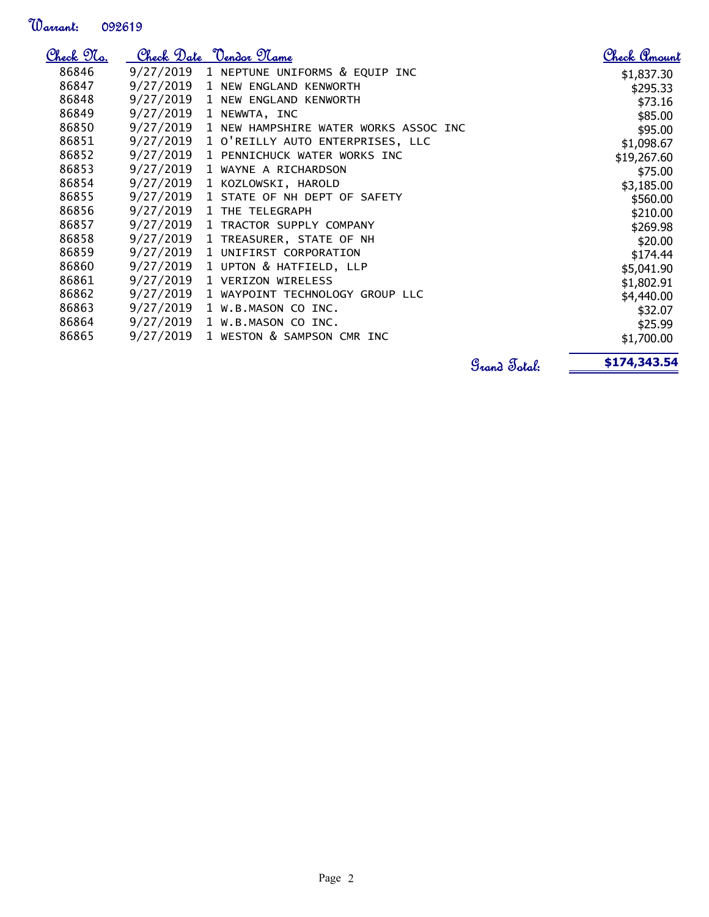Warrant: 092619

| Check No. | Check Date | Vendor Name | Check Amount |
|---|---|---|---|
| 86846 | 9/27/2019 | 1 NEPTUNE UNIFORMS & EQUIP INC | $1,837.30 |
| 86847 | 9/27/2019 | 1 NEW ENGLAND KENWORTH | $295.33 |
| 86848 | 9/27/2019 | 1 NEW ENGLAND KENWORTH | $73.16 |
| 86849 | 9/27/2019 | 1 NEWWTA, INC | $85.00 |
| 86850 | 9/27/2019 | 1 NEW HAMPSHIRE WATER WORKS ASSOC INC | $95.00 |
| 86851 | 9/27/2019 | 1 O'REILLY AUTO ENTERPRISES, LLC | $1,098.67 |
| 86852 | 9/27/2019 | 1 PENNICHUCK WATER WORKS INC | $19,267.60 |
| 86853 | 9/27/2019 | 1 WAYNE A RICHARDSON | $75.00 |
| 86854 | 9/27/2019 | 1 KOZLOWSKI, HAROLD | $3,185.00 |
| 86855 | 9/27/2019 | 1 STATE OF NH DEPT OF SAFETY | $560.00 |
| 86856 | 9/27/2019 | 1 THE TELEGRAPH | $210.00 |
| 86857 | 9/27/2019 | 1 TRACTOR SUPPLY COMPANY | $269.98 |
| 86858 | 9/27/2019 | 1 TREASURER, STATE OF NH | $20.00 |
| 86859 | 9/27/2019 | 1 UNIFIRST CORPORATION | $174.44 |
| 86860 | 9/27/2019 | 1 UPTON & HATFIELD, LLP | $5,041.90 |
| 86861 | 9/27/2019 | 1 VERIZON WIRELESS | $1,802.91 |
| 86862 | 9/27/2019 | 1 WAYPOINT TECHNOLOGY GROUP LLC | $4,440.00 |
| 86863 | 9/27/2019 | 1 W.B.MASON CO INC. | $32.07 |
| 86864 | 9/27/2019 | 1 W.B.MASON CO INC. | $25.99 |
| 86865 | 9/27/2019 | 1 WESTON & SAMPSON CMR INC | $1,700.00 |
| | | Grand Total: | **$174,343.54** |